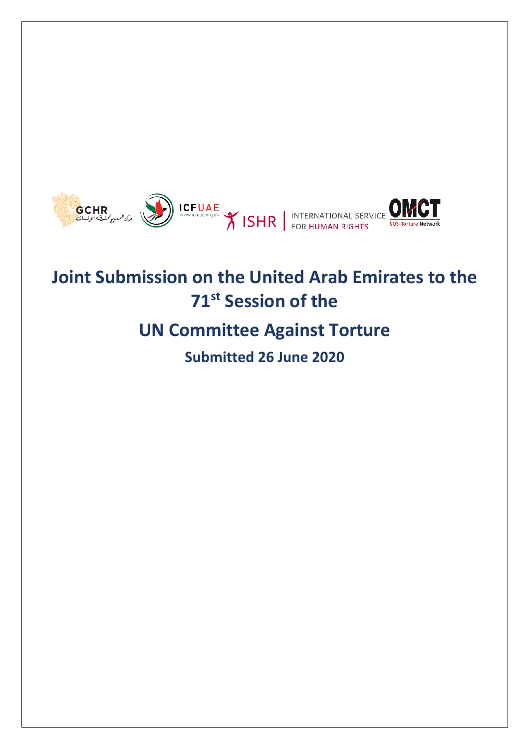GCHR مركز الخليج لحقوق الإنسان ICFUAE www.icfuae.org.uk ISHR | INTERNATIONAL SERVICE FOR HUMAN RIGHTS OMCT SOS-Torture Network

# Joint Submission on the United Arab Emirates to the 71st Session of the

# UN Committee Against Torture

## Submitted 26 June 2020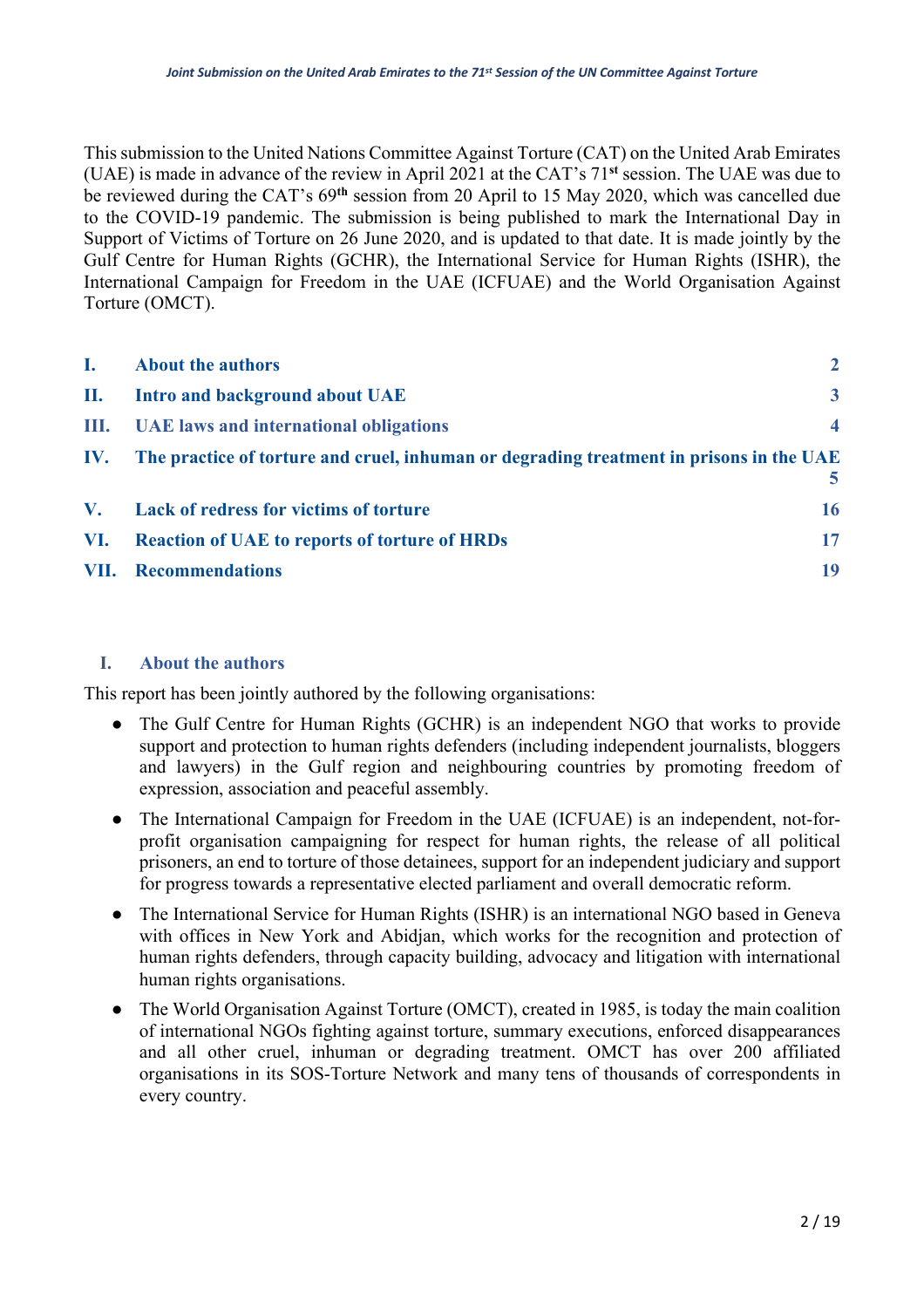This submission to the United Nations Committee Against Torture (CAT) on the United Arab Emirates (UAE) is made in advance of the review in April 2021 at the CAT's 71st session. The UAE was due to be reviewed during the CAT's 69th session from 20 April to 15 May 2020, which was cancelled due to the COVID-19 pandemic. The submission is being published to mark the International Day in Support of Victims of Torture on 26 June 2020, and is updated to that date. It is made jointly by the Gulf Centre for Human Rights (GCHR), the International Service for Human Rights (ISHR), the International Campaign for Freedom in the UAE (ICFUAE) and the World Organisation Against Torture (OMCT).

| | | |
|---|---|---|
| I. | About the authors | 2 |
| II. | Intro and background about UAE | 3 |
| III. | UAE laws and international obligations | 4 |
| IV. | The practice of torture and cruel, inhuman or degrading treatment in prisons in the UAE | 5 |
| V. | Lack of redress for victims of torture | 16 |
| VI. | Reaction of UAE to reports of torture of HRDs | 17 |
| VII. | Recommendations | 19 |

## I. About the authors

This report has been jointly authored by the following organisations:

- The Gulf Centre for Human Rights (GCHR) is an independent NGO that works to provide support and protection to human rights defenders (including independent journalists, bloggers and lawyers) in the Gulf region and neighbouring countries by promoting freedom of expression, association and peaceful assembly.
- The International Campaign for Freedom in the UAE (ICFUAE) is an independent, not-for-profit organisation campaigning for respect for human rights, the release of all political prisoners, an end to torture of those detainees, support for an independent judiciary and support for progress towards a representative elected parliament and overall democratic reform.
- The International Service for Human Rights (ISHR) is an international NGO based in Geneva with offices in New York and Abidjan, which works for the recognition and protection of human rights defenders, through capacity building, advocacy and litigation with international human rights organisations.
- The World Organisation Against Torture (OMCT), created in 1985, is today the main coalition of international NGOs fighting against torture, summary executions, enforced disappearances and all other cruel, inhuman or degrading treatment. OMCT has over 200 affiliated organisations in its SOS-Torture Network and many tens of thousands of correspondents in every country.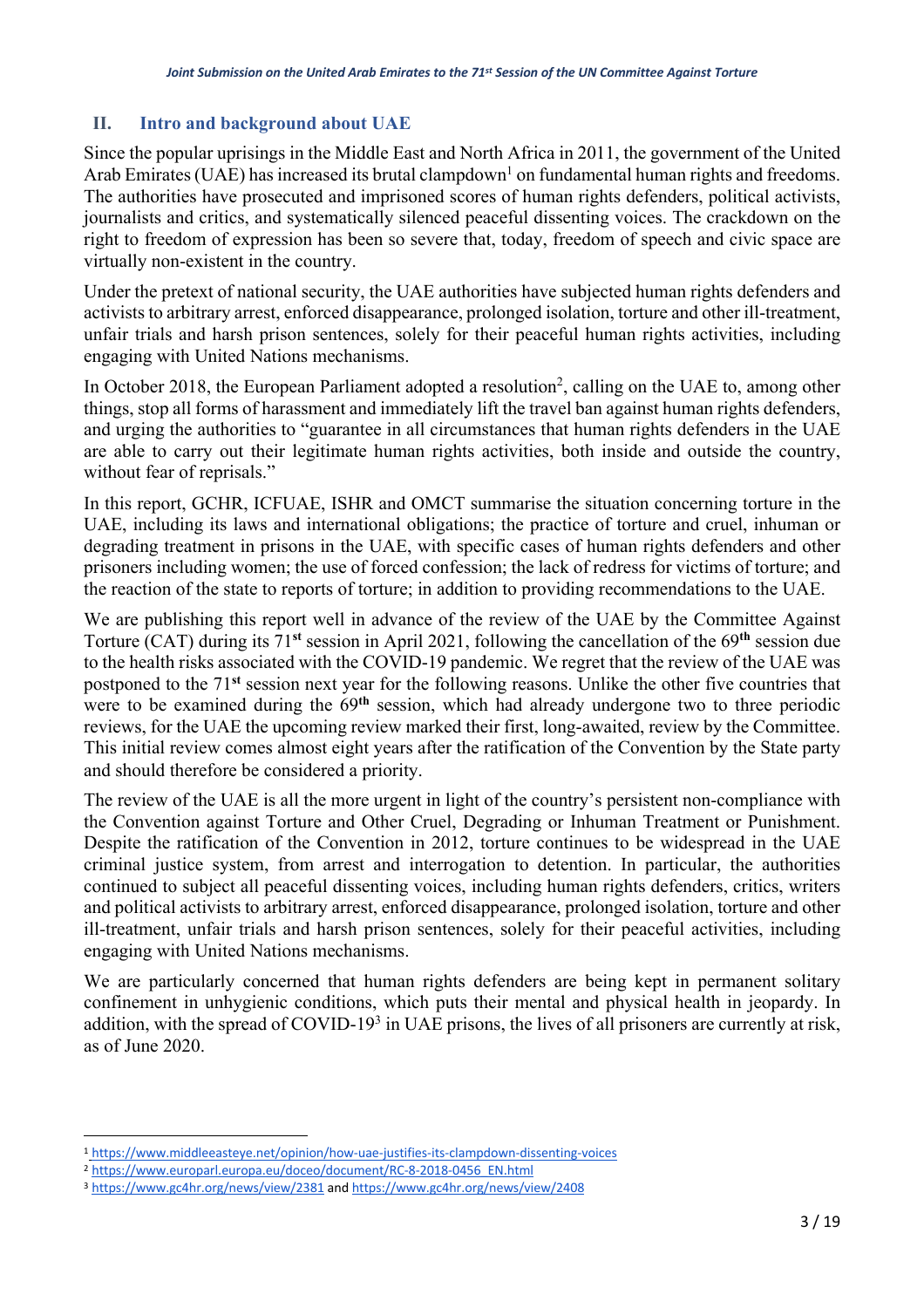## II. Intro and background about UAE

Since the popular uprisings in the Middle East and North Africa in 2011, the government of the United Arab Emirates (UAE) has increased its brutal clampdown[1] on fundamental human rights and freedoms. The authorities have prosecuted and imprisoned scores of human rights defenders, political activists, journalists and critics, and systematically silenced peaceful dissenting voices. The crackdown on the right to freedom of expression has been so severe that, today, freedom of speech and civic space are virtually non-existent in the country.

Under the pretext of national security, the UAE authorities have subjected human rights defenders and activists to arbitrary arrest, enforced disappearance, prolonged isolation, torture and other ill-treatment, unfair trials and harsh prison sentences, solely for their peaceful human rights activities, including engaging with United Nations mechanisms.

In October 2018, the European Parliament adopted a resolution[2], calling on the UAE to, among other things, stop all forms of harassment and immediately lift the travel ban against human rights defenders, and urging the authorities to "guarantee in all circumstances that human rights defenders in the UAE are able to carry out their legitimate human rights activities, both inside and outside the country, without fear of reprisals."

In this report, GCHR, ICFUAE, ISHR and OMCT summarise the situation concerning torture in the UAE, including its laws and international obligations; the practice of torture and cruel, inhuman or degrading treatment in prisons in the UAE, with specific cases of human rights defenders and other prisoners including women; the use of forced confession; the lack of redress for victims of torture; and the reaction of the state to reports of torture; in addition to providing recommendations to the UAE.

We are publishing this report well in advance of the review of the UAE by the Committee Against Torture (CAT) during its 71**st** session in April 2021, following the cancellation of the 69**th** session due to the health risks associated with the COVID-19 pandemic. We regret that the review of the UAE was postponed to the 71**st** session next year for the following reasons. Unlike the other five countries that were to be examined during the 69**th** session, which had already undergone two to three periodic reviews, for the UAE the upcoming review marked their first, long-awaited, review by the Committee. This initial review comes almost eight years after the ratification of the Convention by the State party and should therefore be considered a priority.

The review of the UAE is all the more urgent in light of the country's persistent non-compliance with the Convention against Torture and Other Cruel, Degrading or Inhuman Treatment or Punishment. Despite the ratification of the Convention in 2012, torture continues to be widespread in the UAE criminal justice system, from arrest and interrogation to detention. In particular, the authorities continued to subject all peaceful dissenting voices, including human rights defenders, critics, writers and political activists to arbitrary arrest, enforced disappearance, prolonged isolation, torture and other ill-treatment, unfair trials and harsh prison sentences, solely for their peaceful activities, including engaging with United Nations mechanisms.

We are particularly concerned that human rights defenders are being kept in permanent solitary confinement in unhygienic conditions, which puts their mental and physical health in jeopardy. In addition, with the spread of COVID-19[3] in UAE prisons, the lives of all prisoners are currently at risk, as of June 2020.

---

[1] https://www.middleeasteye.net/opinion/how-uae-justifies-its-clampdown-dissenting-voices

[2] https://www.europarl.europa.eu/doceo/document/RC-8-2018-0456_EN.html

[3] https://www.gc4hr.org/news/view/2381 and https://www.gc4hr.org/news/view/2408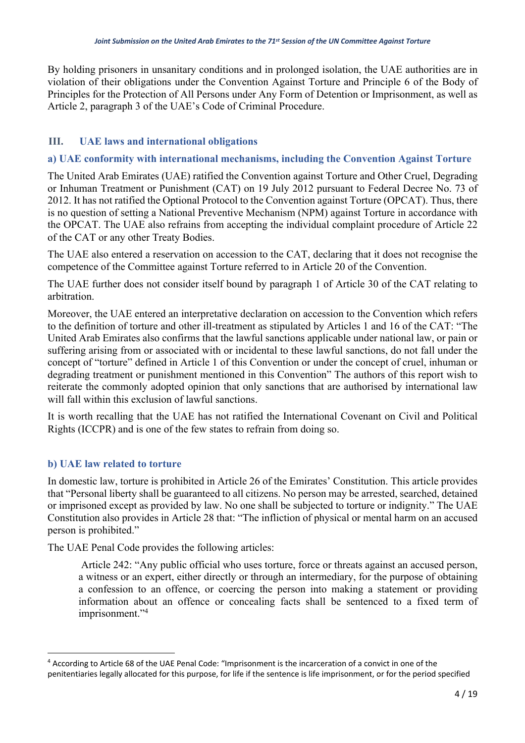By holding prisoners in unsanitary conditions and in prolonged isolation, the UAE authorities are in violation of their obligations under the Convention Against Torture and Principle 6 of the Body of Principles for the Protection of All Persons under Any Form of Detention or Imprisonment, as well as Article 2, paragraph 3 of the UAE's Code of Criminal Procedure.

## III. UAE laws and international obligations

### a) UAE conformity with international mechanisms, including the Convention Against Torture

The United Arab Emirates (UAE) ratified the Convention against Torture and Other Cruel, Degrading or Inhuman Treatment or Punishment (CAT) on 19 July 2012 pursuant to Federal Decree No. 73 of 2012. It has not ratified the Optional Protocol to the Convention against Torture (OPCAT). Thus, there is no question of setting a National Preventive Mechanism (NPM) against Torture in accordance with the OPCAT. The UAE also refrains from accepting the individual complaint procedure of Article 22 of the CAT or any other Treaty Bodies.

The UAE also entered a reservation on accession to the CAT, declaring that it does not recognise the competence of the Committee against Torture referred to in Article 20 of the Convention.

The UAE further does not consider itself bound by paragraph 1 of Article 30 of the CAT relating to arbitration.

Moreover, the UAE entered an interpretative declaration on accession to the Convention which refers to the definition of torture and other ill-treatment as stipulated by Articles 1 and 16 of the CAT: "The United Arab Emirates also confirms that the lawful sanctions applicable under national law, or pain or suffering arising from or associated with or incidental to these lawful sanctions, do not fall under the concept of "torture" defined in Article 1 of this Convention or under the concept of cruel, inhuman or degrading treatment or punishment mentioned in this Convention" The authors of this report wish to reiterate the commonly adopted opinion that only sanctions that are authorised by international law will fall within this exclusion of lawful sanctions.

It is worth recalling that the UAE has not ratified the International Covenant on Civil and Political Rights (ICCPR) and is one of the few states to refrain from doing so.

### b) UAE law related to torture

In domestic law, torture is prohibited in Article 26 of the Emirates' Constitution. This article provides that "Personal liberty shall be guaranteed to all citizens. No person may be arrested, searched, detained or imprisoned except as provided by law. No one shall be subjected to torture or indignity." The UAE Constitution also provides in Article 28 that: "The infliction of physical or mental harm on an accused person is prohibited."

The UAE Penal Code provides the following articles:

> Article 242: "Any public official who uses torture, force or threats against an accused person, a witness or an expert, either directly or through an intermediary, for the purpose of obtaining a confession to an offence, or coercing the person into making a statement or providing information about an offence or concealing facts shall be sentenced to a fixed term of imprisonment."[4]

---

[4] According to Article 68 of the UAE Penal Code: "Imprisonment is the incarceration of a convict in one of the penitentiaries legally allocated for this purpose, for life if the sentence is life imprisonment, or for the period specified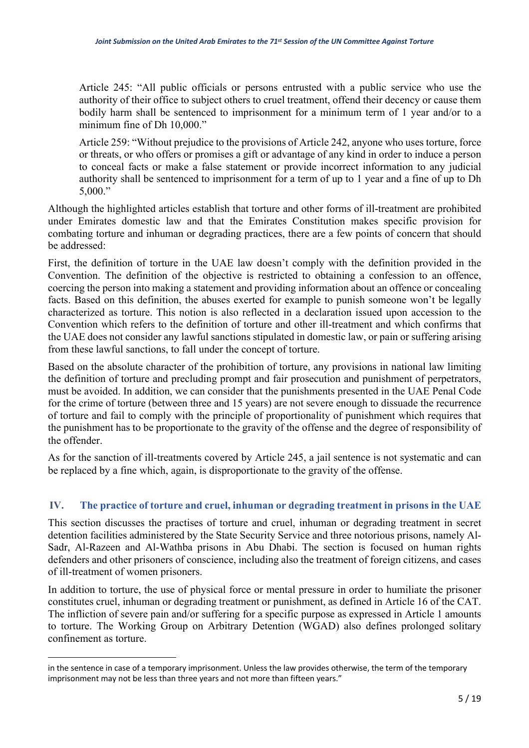> Article 245: "All public officials or persons entrusted with a public service who use the authority of their office to subject others to cruel treatment, offend their decency or cause them bodily harm shall be sentenced to imprisonment for a minimum term of 1 year and/or to a minimum fine of Dh 10,000."

> Article 259: "Without prejudice to the provisions of Article 242, anyone who uses torture, force or threats, or who offers or promises a gift or advantage of any kind in order to induce a person to conceal facts or make a false statement or provide incorrect information to any judicial authority shall be sentenced to imprisonment for a term of up to 1 year and a fine of up to Dh 5,000."

Although the highlighted articles establish that torture and other forms of ill-treatment are prohibited under Emirates domestic law and that the Emirates Constitution makes specific provision for combating torture and inhuman or degrading practices, there are a few points of concern that should be addressed:

First, the definition of torture in the UAE law doesn't comply with the definition provided in the Convention. The definition of the objective is restricted to obtaining a confession to an offence, coercing the person into making a statement and providing information about an offence or concealing facts. Based on this definition, the abuses exerted for example to punish someone won't be legally characterized as torture. This notion is also reflected in a declaration issued upon accession to the Convention which refers to the definition of torture and other ill-treatment and which confirms that the UAE does not consider any lawful sanctions stipulated in domestic law, or pain or suffering arising from these lawful sanctions, to fall under the concept of torture.

Based on the absolute character of the prohibition of torture, any provisions in national law limiting the definition of torture and precluding prompt and fair prosecution and punishment of perpetrators, must be avoided. In addition, we can consider that the punishments presented in the UAE Penal Code for the crime of torture (between three and 15 years) are not severe enough to dissuade the recurrence of torture and fail to comply with the principle of proportionality of punishment which requires that the punishment has to be proportionate to the gravity of the offense and the degree of responsibility of the offender.

As for the sanction of ill-treatments covered by Article 245, a jail sentence is not systematic and can be replaced by a fine which, again, is disproportionate to the gravity of the offense.

## IV. The practice of torture and cruel, inhuman or degrading treatment in prisons in the UAE

This section discusses the practises of torture and cruel, inhuman or degrading treatment in secret detention facilities administered by the State Security Service and three notorious prisons, namely Al-Sadr, Al-Razeen and Al-Wathba prisons in Abu Dhabi. The section is focused on human rights defenders and other prisoners of conscience, including also the treatment of foreign citizens, and cases of ill-treatment of women prisoners.

In addition to torture, the use of physical force or mental pressure in order to humiliate the prisoner constitutes cruel, inhuman or degrading treatment or punishment, as defined in Article 16 of the CAT. The infliction of severe pain and/or suffering for a specific purpose as expressed in Article 1 amounts to torture. The Working Group on Arbitrary Detention (WGAD) also defines prolonged solitary confinement as torture.

---

in the sentence in case of a temporary imprisonment. Unless the law provides otherwise, the term of the temporary imprisonment may not be less than three years and not more than fifteen years."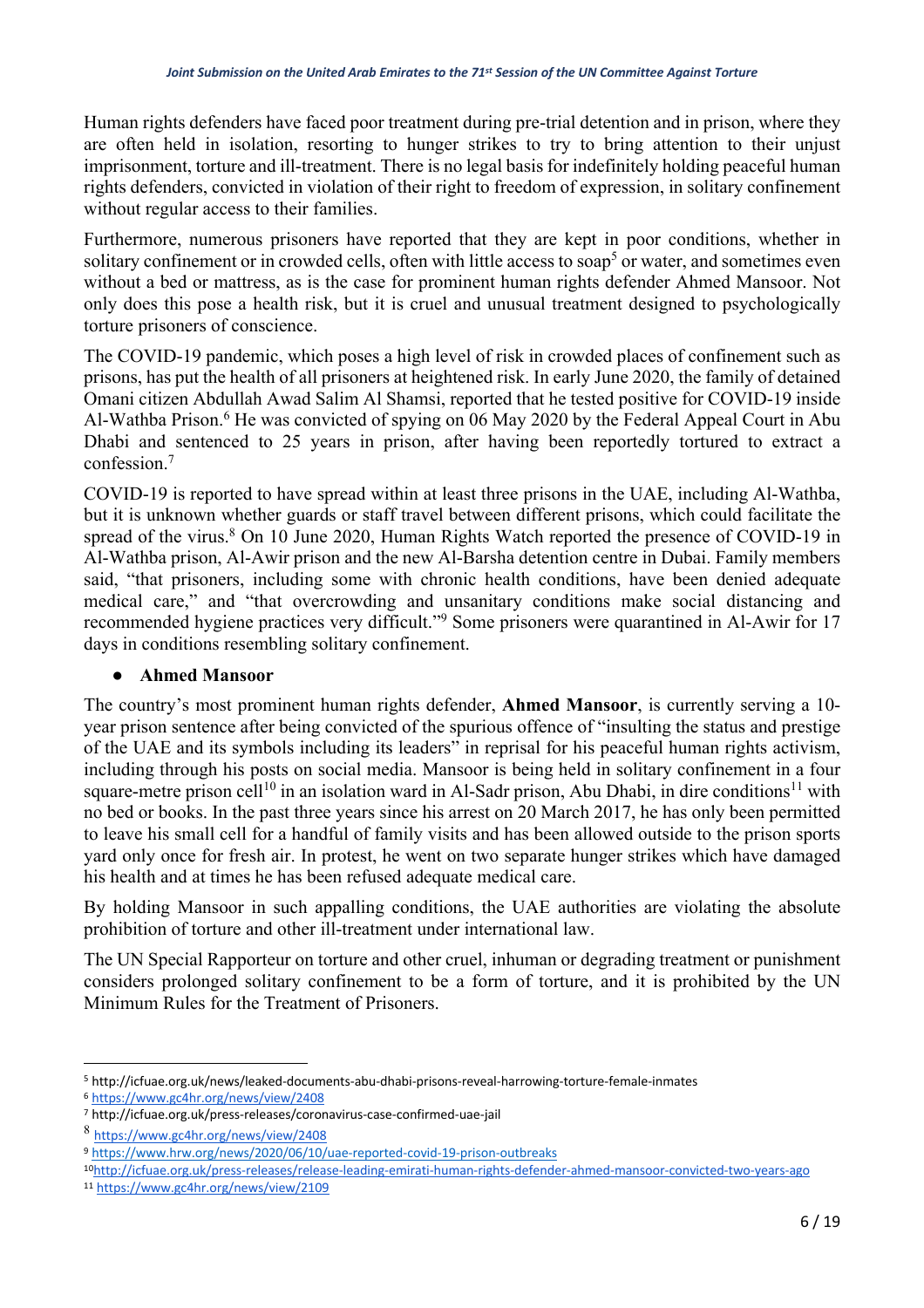Human rights defenders have faced poor treatment during pre-trial detention and in prison, where they are often held in isolation, resorting to hunger strikes to try to bring attention to their unjust imprisonment, torture and ill-treatment. There is no legal basis for indefinitely holding peaceful human rights defenders, convicted in violation of their right to freedom of expression, in solitary confinement without regular access to their families.

Furthermore, numerous prisoners have reported that they are kept in poor conditions, whether in solitary confinement or in crowded cells, often with little access to soap[5] or water, and sometimes even without a bed or mattress, as is the case for prominent human rights defender Ahmed Mansoor. Not only does this pose a health risk, but it is cruel and unusual treatment designed to psychologically torture prisoners of conscience.

The COVID-19 pandemic, which poses a high level of risk in crowded places of confinement such as prisons, has put the health of all prisoners at heightened risk. In early June 2020, the family of detained Omani citizen Abdullah Awad Salim Al Shamsi, reported that he tested positive for COVID-19 inside Al-Wathba Prison.[6] He was convicted of spying on 06 May 2020 by the Federal Appeal Court in Abu Dhabi and sentenced to 25 years in prison, after having been reportedly tortured to extract a confession.[7]

COVID-19 is reported to have spread within at least three prisons in the UAE, including Al-Wathba, but it is unknown whether guards or staff travel between different prisons, which could facilitate the spread of the virus.[8] On 10 June 2020, Human Rights Watch reported the presence of COVID-19 in Al-Wathba prison, Al-Awir prison and the new Al-Barsha detention centre in Dubai. Family members said, "that prisoners, including some with chronic health conditions, have been denied adequate medical care," and "that overcrowding and unsanitary conditions make social distancing and recommended hygiene practices very difficult."[9] Some prisoners were quarantined in Al-Awir for 17 days in conditions resembling solitary confinement.

- **Ahmed Mansoor**

The country's most prominent human rights defender, **Ahmed Mansoor**, is currently serving a 10-year prison sentence after being convicted of the spurious offence of "insulting the status and prestige of the UAE and its symbols including its leaders" in reprisal for his peaceful human rights activism, including through his posts on social media. Mansoor is being held in solitary confinement in a four square-metre prison cell[10] in an isolation ward in Al-Sadr prison, Abu Dhabi, in dire conditions[11] with no bed or books. In the past three years since his arrest on 20 March 2017, he has only been permitted to leave his small cell for a handful of family visits and has been allowed outside to the prison sports yard only once for fresh air. In protest, he went on two separate hunger strikes which have damaged his health and at times he has been refused adequate medical care.

By holding Mansoor in such appalling conditions, the UAE authorities are violating the absolute prohibition of torture and other ill-treatment under international law.

The UN Special Rapporteur on torture and other cruel, inhuman or degrading treatment or punishment considers prolonged solitary confinement to be a form of torture, and it is prohibited by the UN Minimum Rules for the Treatment of Prisoners.

---

[5] http://icfuae.org.uk/news/leaked-documents-abu-dhabi-prisons-reveal-harrowing-torture-female-inmates

[6] https://www.gc4hr.org/news/view/2408

[7] http://icfuae.org.uk/press-releases/coronavirus-case-confirmed-uae-jail

[8] https://www.gc4hr.org/news/view/2408

[9] https://www.hrw.org/news/2020/06/10/uae-reported-covid-19-prison-outbreaks

[10] http://icfuae.org.uk/press-releases/release-leading-emirati-human-rights-defender-ahmed-mansoor-convicted-two-years-ago

[11] https://www.gc4hr.org/news/view/2109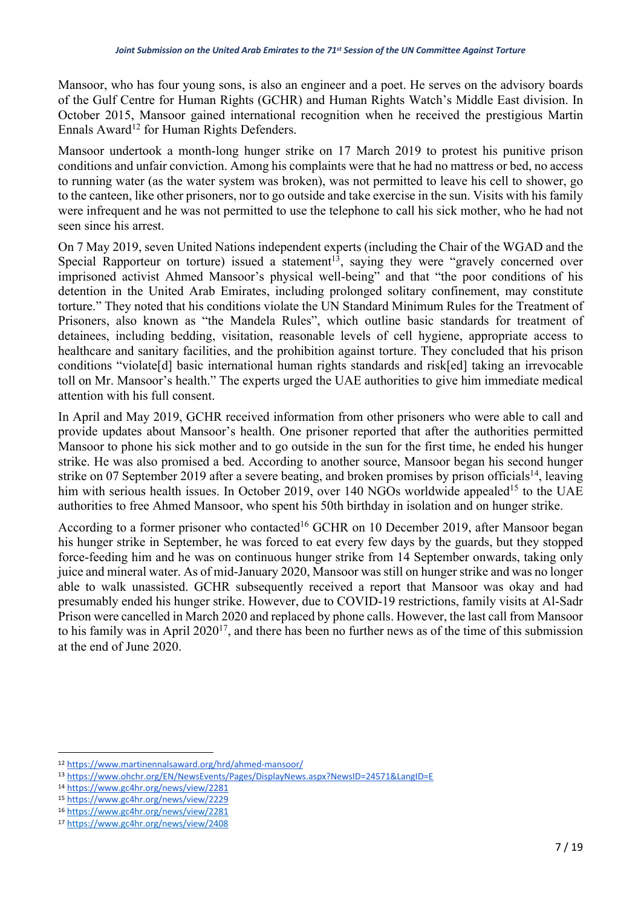Mansoor, who has four young sons, is also an engineer and a poet. He serves on the advisory boards of the Gulf Centre for Human Rights (GCHR) and Human Rights Watch's Middle East division. In October 2015, Mansoor gained international recognition when he received the prestigious Martin Ennals Award[12] for Human Rights Defenders.

Mansoor undertook a month-long hunger strike on 17 March 2019 to protest his punitive prison conditions and unfair conviction. Among his complaints were that he had no mattress or bed, no access to running water (as the water system was broken), was not permitted to leave his cell to shower, go to the canteen, like other prisoners, nor to go outside and take exercise in the sun. Visits with his family were infrequent and he was not permitted to use the telephone to call his sick mother, who he had not seen since his arrest.

On 7 May 2019, seven United Nations independent experts (including the Chair of the WGAD and the Special Rapporteur on torture) issued a statement[13], saying they were "gravely concerned over imprisoned activist Ahmed Mansoor's physical well-being" and that "the poor conditions of his detention in the United Arab Emirates, including prolonged solitary confinement, may constitute torture." They noted that his conditions violate the UN Standard Minimum Rules for the Treatment of Prisoners, also known as "the Mandela Rules", which outline basic standards for treatment of detainees, including bedding, visitation, reasonable levels of cell hygiene, appropriate access to healthcare and sanitary facilities, and the prohibition against torture. They concluded that his prison conditions "violate[d] basic international human rights standards and risk[ed] taking an irrevocable toll on Mr. Mansoor's health." The experts urged the UAE authorities to give him immediate medical attention with his full consent.

In April and May 2019, GCHR received information from other prisoners who were able to call and provide updates about Mansoor's health. One prisoner reported that after the authorities permitted Mansoor to phone his sick mother and to go outside in the sun for the first time, he ended his hunger strike. He was also promised a bed. According to another source, Mansoor began his second hunger strike on 07 September 2019 after a severe beating, and broken promises by prison officials[14], leaving him with serious health issues. In October 2019, over 140 NGOs worldwide appealed[15] to the UAE authorities to free Ahmed Mansoor, who spent his 50th birthday in isolation and on hunger strike.

According to a former prisoner who contacted[16] GCHR on 10 December 2019, after Mansoor began his hunger strike in September, he was forced to eat every few days by the guards, but they stopped force-feeding him and he was on continuous hunger strike from 14 September onwards, taking only juice and mineral water. As of mid-January 2020, Mansoor was still on hunger strike and was no longer able to walk unassisted. GCHR subsequently received a report that Mansoor was okay and had presumably ended his hunger strike. However, due to COVID-19 restrictions, family visits at Al-Sadr Prison were cancelled in March 2020 and replaced by phone calls. However, the last call from Mansoor to his family was in April 2020[17], and there has been no further news as of the time of this submission at the end of June 2020.

---

[12] https://www.martinennalsaward.org/hrd/ahmed-mansoor/

[13] https://www.ohchr.org/EN/NewsEvents/Pages/DisplayNews.aspx?NewsID=24571&LangID=E

[14] https://www.gc4hr.org/news/view/2281

[15] https://www.gc4hr.org/news/view/2229

[16] https://www.gc4hr.org/news/view/2281

[17] https://www.gc4hr.org/news/view/2408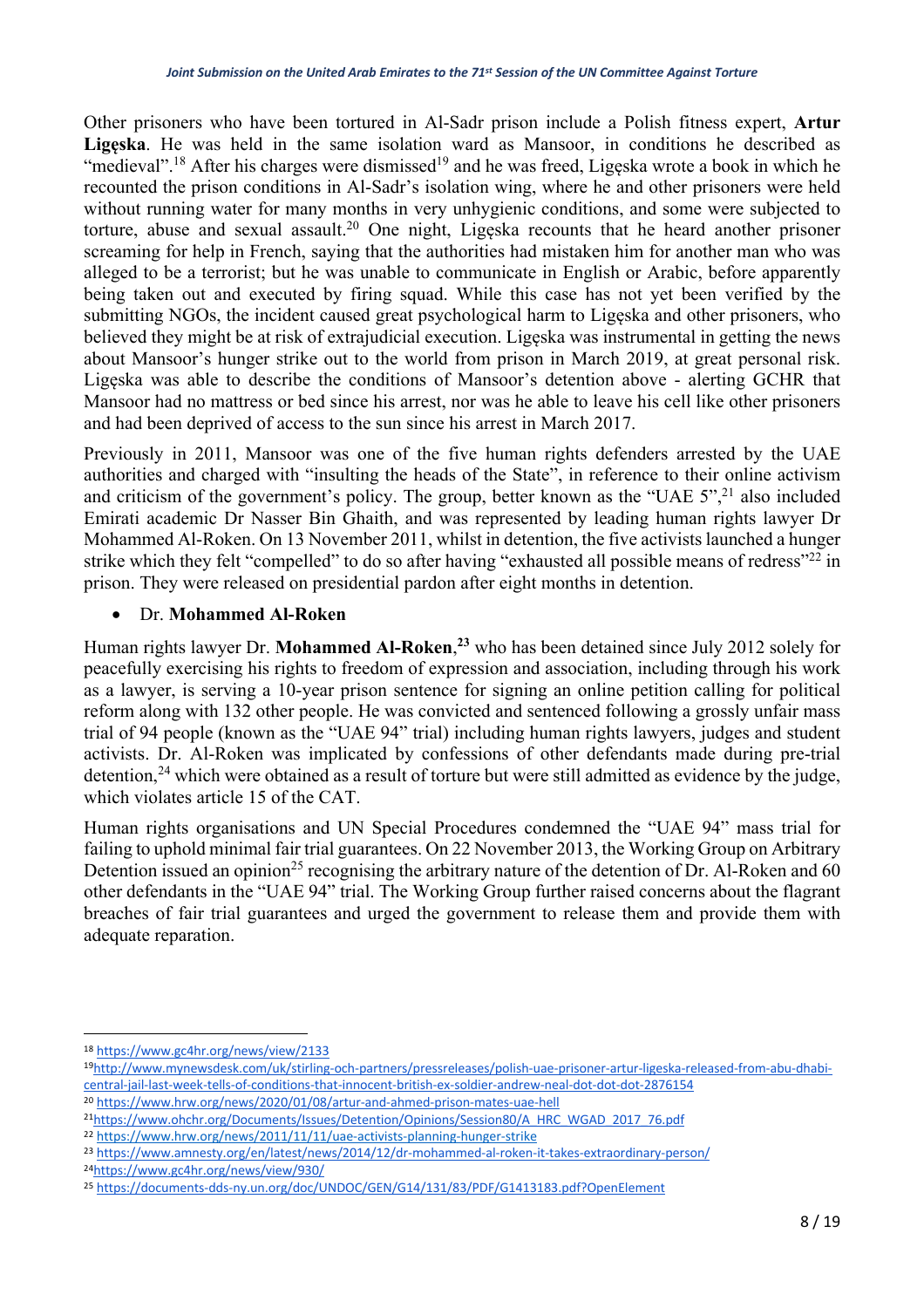Other prisoners who have been tortured in Al-Sadr prison include a Polish fitness expert, **Artur Ligęska**. He was held in the same isolation ward as Mansoor, in conditions he described as "medieval".[18] After his charges were dismissed[19] and he was freed, Ligęska wrote a book in which he recounted the prison conditions in Al-Sadr's isolation wing, where he and other prisoners were held without running water for many months in very unhygienic conditions, and some were subjected to torture, abuse and sexual assault.[20] One night, Ligęska recounts that he heard another prisoner screaming for help in French, saying that the authorities had mistaken him for another man who was alleged to be a terrorist; but he was unable to communicate in English or Arabic, before apparently being taken out and executed by firing squad. While this case has not yet been verified by the submitting NGOs, the incident caused great psychological harm to Ligęska and other prisoners, who believed they might be at risk of extrajudicial execution. Ligęska was instrumental in getting the news about Mansoor's hunger strike out to the world from prison in March 2019, at great personal risk. Ligęska was able to describe the conditions of Mansoor's detention above - alerting GCHR that Mansoor had no mattress or bed since his arrest, nor was he able to leave his cell like other prisoners and had been deprived of access to the sun since his arrest in March 2017.

Previously in 2011, Mansoor was one of the five human rights defenders arrested by the UAE authorities and charged with "insulting the heads of the State", in reference to their online activism and criticism of the government's policy. The group, better known as the "UAE 5",[21] also included Emirati academic Dr Nasser Bin Ghaith, and was represented by leading human rights lawyer Dr Mohammed Al-Roken. On 13 November 2011, whilst in detention, the five activists launched a hunger strike which they felt "compelled" to do so after having "exhausted all possible means of redress"[22] in prison. They were released on presidential pardon after eight months in detention.

- Dr. **Mohammed Al-Roken**

Human rights lawyer Dr. **Mohammed Al-Roken**,[23] who has been detained since July 2012 solely for peacefully exercising his rights to freedom of expression and association, including through his work as a lawyer, is serving a 10-year prison sentence for signing an online petition calling for political reform along with 132 other people. He was convicted and sentenced following a grossly unfair mass trial of 94 people (known as the "UAE 94" trial) including human rights lawyers, judges and student activists. Dr. Al-Roken was implicated by confessions of other defendants made during pre-trial detention,[24] which were obtained as a result of torture but were still admitted as evidence by the judge, which violates article 15 of the CAT.

Human rights organisations and UN Special Procedures condemned the "UAE 94" mass trial for failing to uphold minimal fair trial guarantees. On 22 November 2013, the Working Group on Arbitrary Detention issued an opinion[25] recognising the arbitrary nature of the detention of Dr. Al-Roken and 60 other defendants in the "UAE 94" trial. The Working Group further raised concerns about the flagrant breaches of fair trial guarantees and urged the government to release them and provide them with adequate reparation.

---

[18] https://www.gc4hr.org/news/view/2133

[19] http://www.mynewsdesk.com/uk/stirling-och-partners/pressreleases/polish-uae-prisoner-artur-ligeska-released-from-abu-dhabi-central-jail-last-week-tells-of-conditions-that-innocent-british-ex-soldier-andrew-neal-dot-dot-dot-2876154

[20] https://www.hrw.org/news/2020/01/08/artur-and-ahmed-prison-mates-uae-hell

[21] https://www.ohchr.org/Documents/Issues/Detention/Opinions/Session80/A_HRC_WGAD_2017_76.pdf

[22] https://www.hrw.org/news/2011/11/11/uae-activists-planning-hunger-strike

[23] https://www.amnesty.org/en/latest/news/2014/12/dr-mohammed-al-roken-it-takes-extraordinary-person/

[24] https://www.gc4hr.org/news/view/930/

[25] https://documents-dds-ny.un.org/doc/UNDOC/GEN/G14/131/83/PDF/G1413183.pdf?OpenElement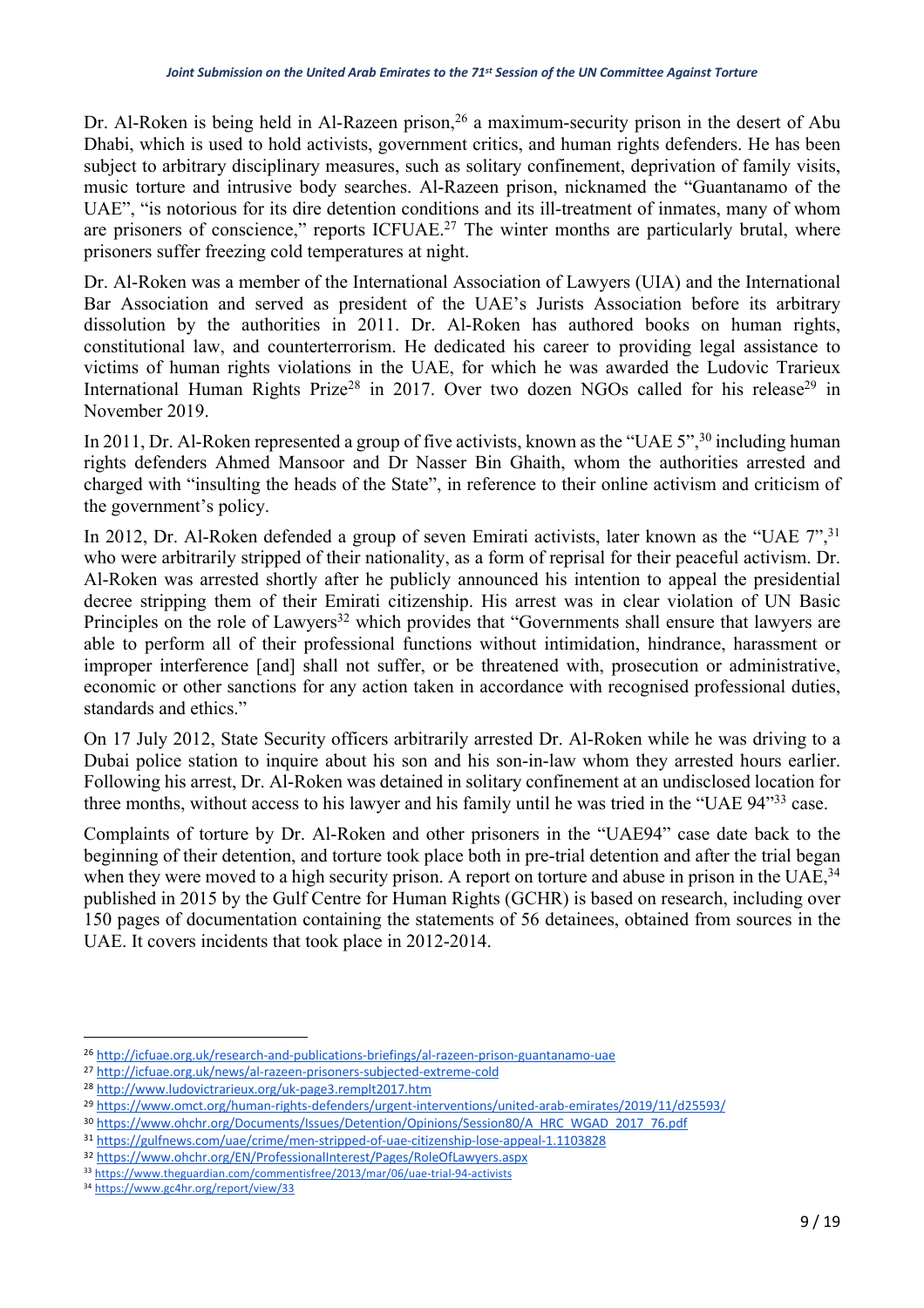Dr. Al-Roken is being held in Al-Razeen prison,[26] a maximum-security prison in the desert of Abu Dhabi, which is used to hold activists, government critics, and human rights defenders. He has been subject to arbitrary disciplinary measures, such as solitary confinement, deprivation of family visits, music torture and intrusive body searches. Al-Razeen prison, nicknamed the "Guantanamo of the UAE", "is notorious for its dire detention conditions and its ill-treatment of inmates, many of whom are prisoners of conscience," reports ICFUAE.[27] The winter months are particularly brutal, where prisoners suffer freezing cold temperatures at night.

Dr. Al-Roken was a member of the International Association of Lawyers (UIA) and the International Bar Association and served as president of the UAE's Jurists Association before its arbitrary dissolution by the authorities in 2011. Dr. Al-Roken has authored books on human rights, constitutional law, and counterterrorism. He dedicated his career to providing legal assistance to victims of human rights violations in the UAE, for which he was awarded the Ludovic Trarieux International Human Rights Prize[28] in 2017. Over two dozen NGOs called for his release[29] in November 2019.

In 2011, Dr. Al-Roken represented a group of five activists, known as the "UAE 5",[30] including human rights defenders Ahmed Mansoor and Dr Nasser Bin Ghaith, whom the authorities arrested and charged with "insulting the heads of the State", in reference to their online activism and criticism of the government's policy.

In 2012, Dr. Al-Roken defended a group of seven Emirati activists, later known as the "UAE 7",[31] who were arbitrarily stripped of their nationality, as a form of reprisal for their peaceful activism. Dr. Al-Roken was arrested shortly after he publicly announced his intention to appeal the presidential decree stripping them of their Emirati citizenship. His arrest was in clear violation of UN Basic Principles on the role of Lawyers[32] which provides that "Governments shall ensure that lawyers are able to perform all of their professional functions without intimidation, hindrance, harassment or improper interference [and] shall not suffer, or be threatened with, prosecution or administrative, economic or other sanctions for any action taken in accordance with recognised professional duties, standards and ethics."

On 17 July 2012, State Security officers arbitrarily arrested Dr. Al-Roken while he was driving to a Dubai police station to inquire about his son and his son-in-law whom they arrested hours earlier. Following his arrest, Dr. Al-Roken was detained in solitary confinement at an undisclosed location for three months, without access to his lawyer and his family until he was tried in the "UAE 94"[33] case.

Complaints of torture by Dr. Al-Roken and other prisoners in the "UAE94" case date back to the beginning of their detention, and torture took place both in pre-trial detention and after the trial began when they were moved to a high security prison. A report on torture and abuse in prison in the UAE,[34] published in 2015 by the Gulf Centre for Human Rights (GCHR) is based on research, including over 150 pages of documentation containing the statements of 56 detainees, obtained from sources in the UAE. It covers incidents that took place in 2012-2014.

---

[26] http://icfuae.org.uk/research-and-publications-briefings/al-razeen-prison-guantanamo-uae

[27] http://icfuae.org.uk/news/al-razeen-prisoners-subjected-extreme-cold

[28] http://www.ludovictrarieux.org/uk-page3.remplt2017.htm

[29] https://www.omct.org/human-rights-defenders/urgent-interventions/united-arab-emirates/2019/11/d25593/

[30] https://www.ohchr.org/Documents/Issues/Detention/Opinions/Session80/A_HRC_WGAD_2017_76.pdf

[31] https://gulfnews.com/uae/crime/men-stripped-of-uae-citizenship-lose-appeal-1.1103828

[32] https://www.ohchr.org/EN/ProfessionalInterest/Pages/RoleOfLawyers.aspx

[33] https://www.theguardian.com/commentisfree/2013/mar/06/uae-trial-94-activists

[34] https://www.gc4hr.org/report/view/33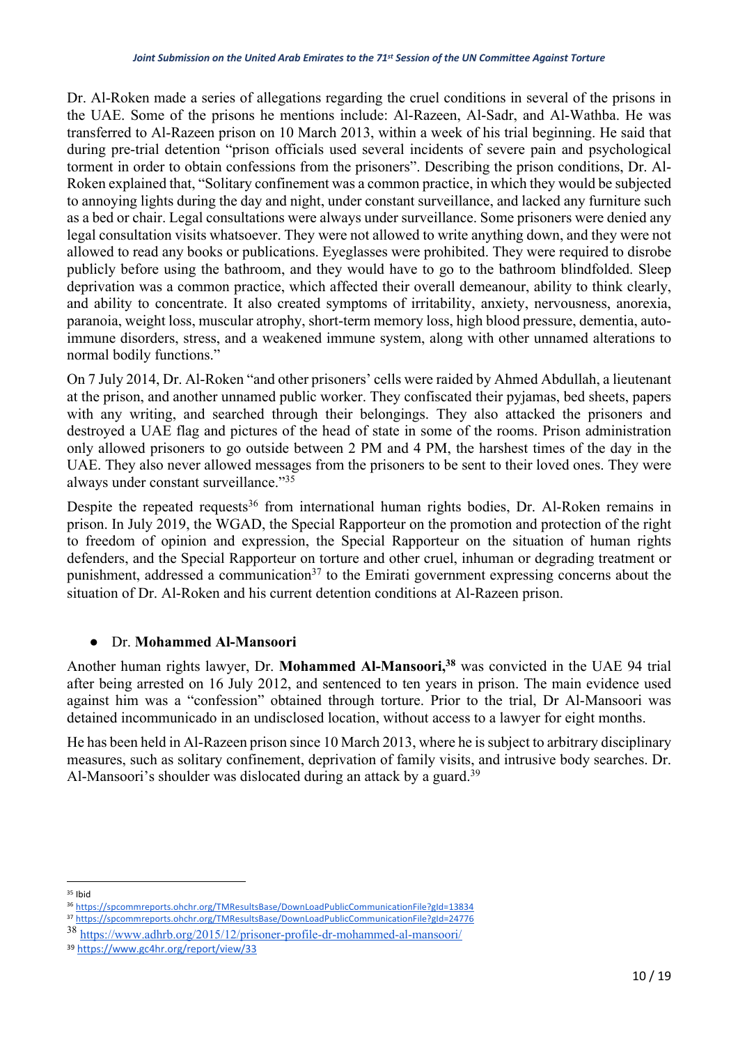Dr. Al-Roken made a series of allegations regarding the cruel conditions in several of the prisons in the UAE. Some of the prisons he mentions include: Al-Razeen, Al-Sadr, and Al-Wathba. He was transferred to Al-Razeen prison on 10 March 2013, within a week of his trial beginning. He said that during pre-trial detention "prison officials used several incidents of severe pain and psychological torment in order to obtain confessions from the prisoners". Describing the prison conditions, Dr. Al-Roken explained that, "Solitary confinement was a common practice, in which they would be subjected to annoying lights during the day and night, under constant surveillance, and lacked any furniture such as a bed or chair. Legal consultations were always under surveillance. Some prisoners were denied any legal consultation visits whatsoever. They were not allowed to write anything down, and they were not allowed to read any books or publications. Eyeglasses were prohibited. They were required to disrobe publicly before using the bathroom, and they would have to go to the bathroom blindfolded. Sleep deprivation was a common practice, which affected their overall demeanour, ability to think clearly, and ability to concentrate. It also created symptoms of irritability, anxiety, nervousness, anorexia, paranoia, weight loss, muscular atrophy, short-term memory loss, high blood pressure, dementia, auto-immune disorders, stress, and a weakened immune system, along with other unnamed alterations to normal bodily functions."

On 7 July 2014, Dr. Al-Roken "and other prisoners' cells were raided by Ahmed Abdullah, a lieutenant at the prison, and another unnamed public worker. They confiscated their pyjamas, bed sheets, papers with any writing, and searched through their belongings. They also attacked the prisoners and destroyed a UAE flag and pictures of the head of state in some of the rooms. Prison administration only allowed prisoners to go outside between 2 PM and 4 PM, the harshest times of the day in the UAE. They also never allowed messages from the prisoners to be sent to their loved ones. They were always under constant surveillance."[35]

Despite the repeated requests[36] from international human rights bodies, Dr. Al-Roken remains in prison. In July 2019, the WGAD, the Special Rapporteur on the promotion and protection of the right to freedom of opinion and expression, the Special Rapporteur on the situation of human rights defenders, and the Special Rapporteur on torture and other cruel, inhuman or degrading treatment or punishment, addressed a communication[37] to the Emirati government expressing concerns about the situation of Dr. Al-Roken and his current detention conditions at Al-Razeen prison.

- Dr. **Mohammed Al-Mansoori**

Another human rights lawyer, Dr. **Mohammed Al-Mansoori,**[38] was convicted in the UAE 94 trial after being arrested on 16 July 2012, and sentenced to ten years in prison. The main evidence used against him was a "confession" obtained through torture. Prior to the trial, Dr Al-Mansoori was detained incommunicado in an undisclosed location, without access to a lawyer for eight months.

He has been held in Al-Razeen prison since 10 March 2013, where he is subject to arbitrary disciplinary measures, such as solitary confinement, deprivation of family visits, and intrusive body searches. Dr. Al-Mansoori's shoulder was dislocated during an attack by a guard.[39]

---

[35] Ibid

[36] https://spcommreports.ohchr.org/TMResultsBase/DownLoadPublicCommunicationFile?gId=13834

[37] https://spcommreports.ohchr.org/TMResultsBase/DownLoadPublicCommunicationFile?gId=24776

[38] https://www.adhrb.org/2015/12/prisoner-profile-dr-mohammed-al-mansoori/

[39] https://www.gc4hr.org/report/view/33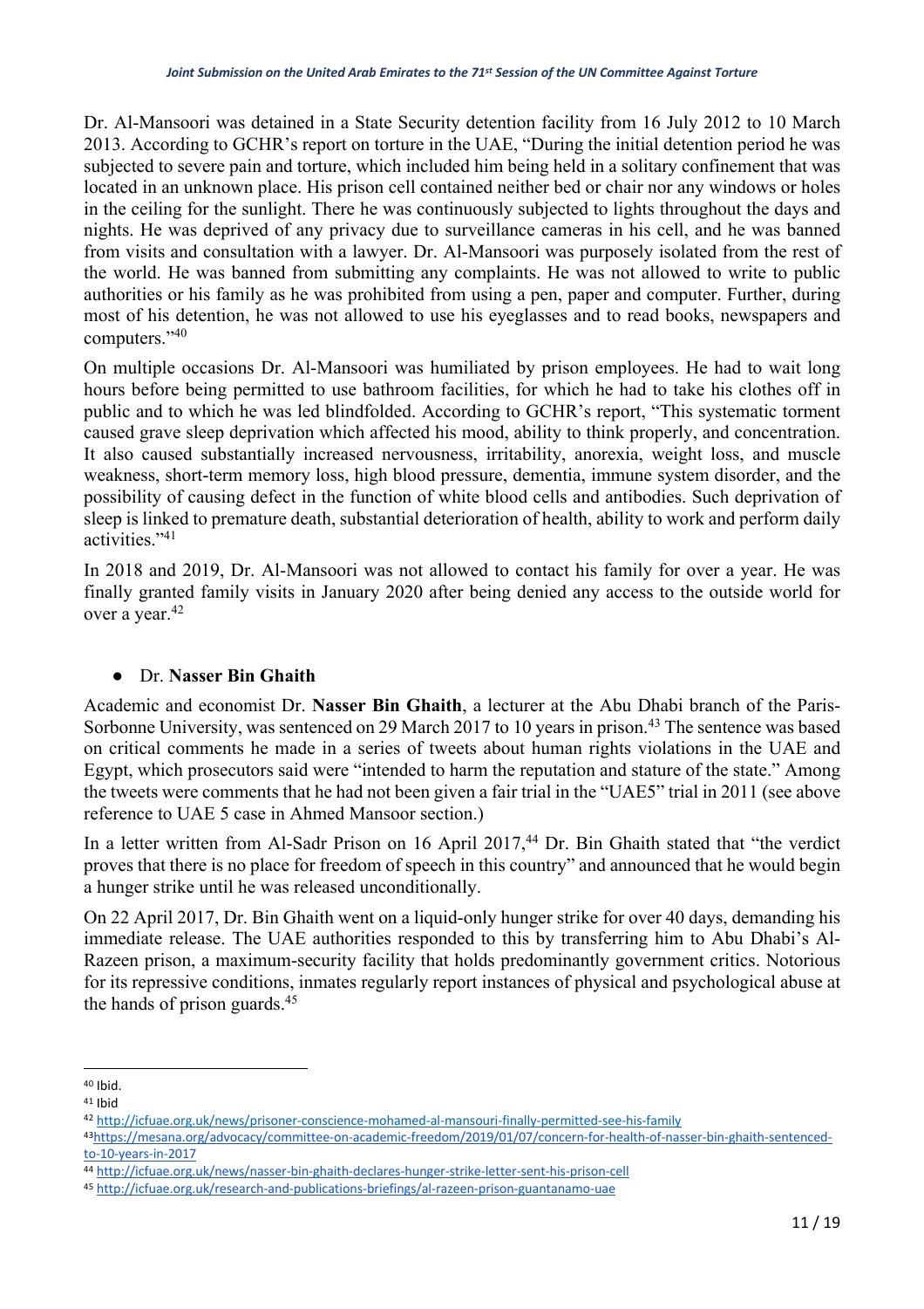Dr. Al-Mansoori was detained in a State Security detention facility from 16 July 2012 to 10 March 2013. According to GCHR's report on torture in the UAE, "During the initial detention period he was subjected to severe pain and torture, which included him being held in a solitary confinement that was located in an unknown place. His prison cell contained neither bed or chair nor any windows or holes in the ceiling for the sunlight. There he was continuously subjected to lights throughout the days and nights. He was deprived of any privacy due to surveillance cameras in his cell, and he was banned from visits and consultation with a lawyer. Dr. Al-Mansoori was purposely isolated from the rest of the world. He was banned from submitting any complaints. He was not allowed to write to public authorities or his family as he was prohibited from using a pen, paper and computer. Further, during most of his detention, he was not allowed to use his eyeglasses and to read books, newspapers and computers."[40]

On multiple occasions Dr. Al-Mansoori was humiliated by prison employees. He had to wait long hours before being permitted to use bathroom facilities, for which he had to take his clothes off in public and to which he was led blindfolded. According to GCHR's report, "This systematic torment caused grave sleep deprivation which affected his mood, ability to think properly, and concentration. It also caused substantially increased nervousness, irritability, anorexia, weight loss, and muscle weakness, short-term memory loss, high blood pressure, dementia, immune system disorder, and the possibility of causing defect in the function of white blood cells and antibodies. Such deprivation of sleep is linked to premature death, substantial deterioration of health, ability to work and perform daily activities."[41]

In 2018 and 2019, Dr. Al-Mansoori was not allowed to contact his family for over a year. He was finally granted family visits in January 2020 after being denied any access to the outside world for over a year.[42]

- Dr. **Nasser Bin Ghaith**

Academic and economist Dr. **Nasser Bin Ghaith**, a lecturer at the Abu Dhabi branch of the Paris-Sorbonne University, was sentenced on 29 March 2017 to 10 years in prison.[43] The sentence was based on critical comments he made in a series of tweets about human rights violations in the UAE and Egypt, which prosecutors said were "intended to harm the reputation and stature of the state." Among the tweets were comments that he had not been given a fair trial in the "UAE5" trial in 2011 (see above reference to UAE 5 case in Ahmed Mansoor section.)

In a letter written from Al-Sadr Prison on 16 April 2017,[44] Dr. Bin Ghaith stated that "the verdict proves that there is no place for freedom of speech in this country" and announced that he would begin a hunger strike until he was released unconditionally.

On 22 April 2017, Dr. Bin Ghaith went on a liquid-only hunger strike for over 40 days, demanding his immediate release. The UAE authorities responded to this by transferring him to Abu Dhabi's Al-Razeen prison, a maximum-security facility that holds predominantly government critics. Notorious for its repressive conditions, inmates regularly report instances of physical and psychological abuse at the hands of prison guards.[45]

---

[40] Ibid.

[41] Ibid

[42] http://icfuae.org.uk/news/prisoner-conscience-mohamed-al-mansouri-finally-permitted-see-his-family

[43] https://mesana.org/advocacy/committee-on-academic-freedom/2019/01/07/concern-for-health-of-nasser-bin-ghaith-sentenced-to-10-years-in-2017

[44] http://icfuae.org.uk/news/nasser-bin-ghaith-declares-hunger-strike-letter-sent-his-prison-cell

[45] http://icfuae.org.uk/research-and-publications-briefings/al-razeen-prison-guantanamo-uae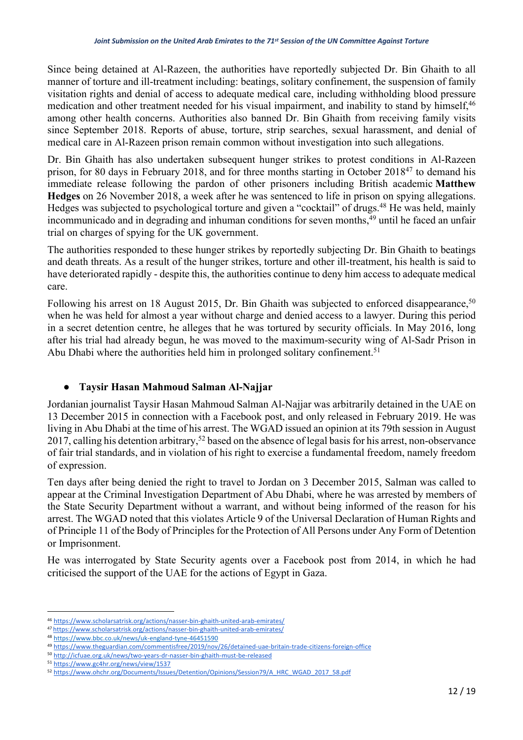Since being detained at Al-Razeen, the authorities have reportedly subjected Dr. Bin Ghaith to all manner of torture and ill-treatment including: beatings, solitary confinement, the suspension of family visitation rights and denial of access to adequate medical care, including withholding blood pressure medication and other treatment needed for his visual impairment, and inability to stand by himself,[46] among other health concerns. Authorities also banned Dr. Bin Ghaith from receiving family visits since September 2018. Reports of abuse, torture, strip searches, sexual harassment, and denial of medical care in Al-Razeen prison remain common without investigation into such allegations.

Dr. Bin Ghaith has also undertaken subsequent hunger strikes to protest conditions in Al-Razeen prison, for 80 days in February 2018, and for three months starting in October 2018[47] to demand his immediate release following the pardon of other prisoners including British academic **Matthew Hedges** on 26 November 2018, a week after he was sentenced to life in prison on spying allegations. Hedges was subjected to psychological torture and given a "cocktail" of drugs.[48] He was held, mainly incommunicado and in degrading and inhuman conditions for seven months,[49] until he faced an unfair trial on charges of spying for the UK government.

The authorities responded to these hunger strikes by reportedly subjecting Dr. Bin Ghaith to beatings and death threats. As a result of the hunger strikes, torture and other ill-treatment, his health is said to have deteriorated rapidly - despite this, the authorities continue to deny him access to adequate medical care.

Following his arrest on 18 August 2015, Dr. Bin Ghaith was subjected to enforced disappearance,[50] when he was held for almost a year without charge and denied access to a lawyer. During this period in a secret detention centre, he alleges that he was tortured by security officials. In May 2016, long after his trial had already begun, he was moved to the maximum-security wing of Al-Sadr Prison in Abu Dhabi where the authorities held him in prolonged solitary confinement.[51]

- **Taysir Hasan Mahmoud Salman Al-Najjar**

Jordanian journalist Taysir Hasan Mahmoud Salman Al-Najjar was arbitrarily detained in the UAE on 13 December 2015 in connection with a Facebook post, and only released in February 2019. He was living in Abu Dhabi at the time of his arrest. The WGAD issued an opinion at its 79th session in August 2017, calling his detention arbitrary,[52] based on the absence of legal basis for his arrest, non-observance of fair trial standards, and in violation of his right to exercise a fundamental freedom, namely freedom of expression.

Ten days after being denied the right to travel to Jordan on 3 December 2015, Salman was called to appear at the Criminal Investigation Department of Abu Dhabi, where he was arrested by members of the State Security Department without a warrant, and without being informed of the reason for his arrest. The WGAD noted that this violates Article 9 of the Universal Declaration of Human Rights and of Principle 11 of the Body of Principles for the Protection of All Persons under Any Form of Detention or Imprisonment.

He was interrogated by State Security agents over a Facebook post from 2014, in which he had criticised the support of the UAE for the actions of Egypt in Gaza.

---

[46] https://www.scholarsatrisk.org/actions/nasser-bin-ghaith-united-arab-emirates/
[47] https://www.scholarsatrisk.org/actions/nasser-bin-ghaith-united-arab-emirates/
[48] https://www.bbc.co.uk/news/uk-england-tyne-46451590
[49] https://www.theguardian.com/commentisfree/2019/nov/26/detained-uae-britain-trade-citizens-foreign-office
[50] http://icfuae.org.uk/news/two-years-dr-nasser-bin-ghaith-must-be-released
[51] https://www.gc4hr.org/news/view/1537
[52] https://www.ohchr.org/Documents/Issues/Detention/Opinions/Session79/A_HRC_WGAD_2017_58.pdf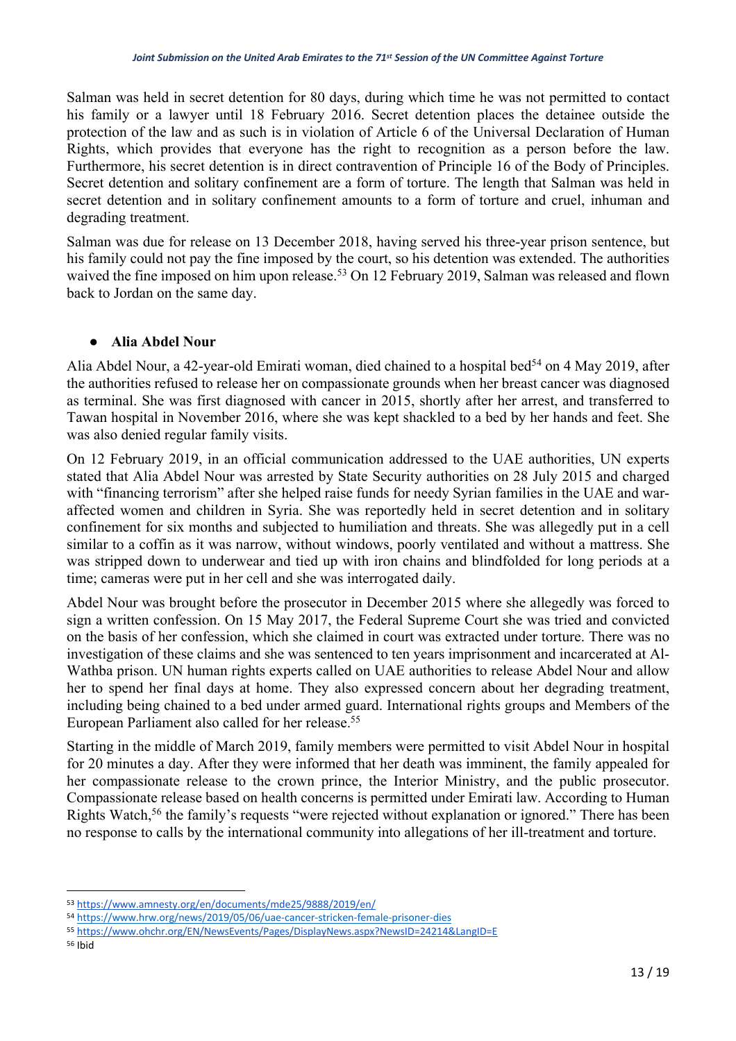Salman was held in secret detention for 80 days, during which time he was not permitted to contact his family or a lawyer until 18 February 2016. Secret detention places the detainee outside the protection of the law and as such is in violation of Article 6 of the Universal Declaration of Human Rights, which provides that everyone has the right to recognition as a person before the law. Furthermore, his secret detention is in direct contravention of Principle 16 of the Body of Principles. Secret detention and solitary confinement are a form of torture. The length that Salman was held in secret detention and in solitary confinement amounts to a form of torture and cruel, inhuman and degrading treatment.

Salman was due for release on 13 December 2018, having served his three-year prison sentence, but his family could not pay the fine imposed by the court, so his detention was extended. The authorities waived the fine imposed on him upon release.[53] On 12 February 2019, Salman was released and flown back to Jordan on the same day.

- **Alia Abdel Nour**

Alia Abdel Nour, a 42-year-old Emirati woman, died chained to a hospital bed[54] on 4 May 2019, after the authorities refused to release her on compassionate grounds when her breast cancer was diagnosed as terminal. She was first diagnosed with cancer in 2015, shortly after her arrest, and transferred to Tawan hospital in November 2016, where she was kept shackled to a bed by her hands and feet. She was also denied regular family visits.

On 12 February 2019, in an official communication addressed to the UAE authorities, UN experts stated that Alia Abdel Nour was arrested by State Security authorities on 28 July 2015 and charged with "financing terrorism" after she helped raise funds for needy Syrian families in the UAE and war-affected women and children in Syria. She was reportedly held in secret detention and in solitary confinement for six months and subjected to humiliation and threats. She was allegedly put in a cell similar to a coffin as it was narrow, without windows, poorly ventilated and without a mattress. She was stripped down to underwear and tied up with iron chains and blindfolded for long periods at a time; cameras were put in her cell and she was interrogated daily.

Abdel Nour was brought before the prosecutor in December 2015 where she allegedly was forced to sign a written confession. On 15 May 2017, the Federal Supreme Court she was tried and convicted on the basis of her confession, which she claimed in court was extracted under torture. There was no investigation of these claims and she was sentenced to ten years imprisonment and incarcerated at Al-Wathba prison. UN human rights experts called on UAE authorities to release Abdel Nour and allow her to spend her final days at home. They also expressed concern about her degrading treatment, including being chained to a bed under armed guard. International rights groups and Members of the European Parliament also called for her release.[55]

Starting in the middle of March 2019, family members were permitted to visit Abdel Nour in hospital for 20 minutes a day. After they were informed that her death was imminent, the family appealed for her compassionate release to the crown prince, the Interior Ministry, and the public prosecutor. Compassionate release based on health concerns is permitted under Emirati law. According to Human Rights Watch,[56] the family's requests "were rejected without explanation or ignored." There has been no response to calls by the international community into allegations of her ill-treatment and torture.

---

[53] https://www.amnesty.org/en/documents/mde25/9888/2019/en/

[54] https://www.hrw.org/news/2019/05/06/uae-cancer-stricken-female-prisoner-dies

[55] https://www.ohchr.org/EN/NewsEvents/Pages/DisplayNews.aspx?NewsID=24214&LangID=E

[56] Ibid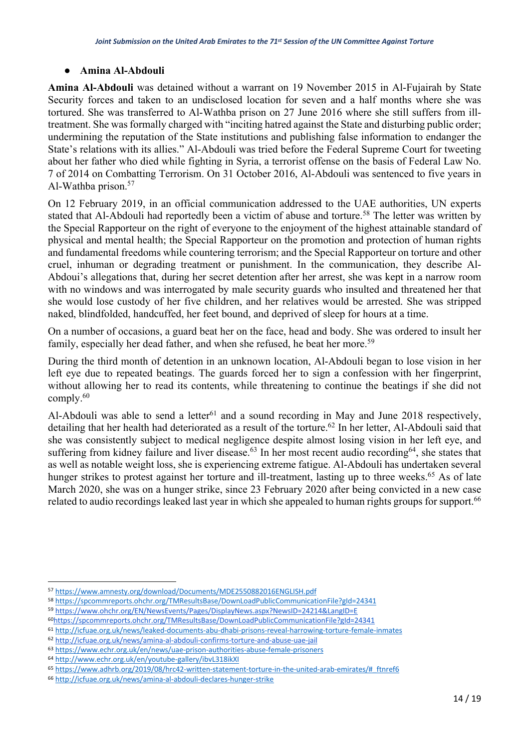- **Amina Al-Abdouli**

**Amina Al-Abdouli** was detained without a warrant on 19 November 2015 in Al-Fujairah by State Security forces and taken to an undisclosed location for seven and a half months where she was tortured. She was transferred to Al-Wathba prison on 27 June 2016 where she still suffers from ill-treatment. She was formally charged with "inciting hatred against the State and disturbing public order; undermining the reputation of the State institutions and publishing false information to endanger the State's relations with its allies." Al-Abdouli was tried before the Federal Supreme Court for tweeting about her father who died while fighting in Syria, a terrorist offense on the basis of Federal Law No. 7 of 2014 on Combatting Terrorism. On 31 October 2016, Al-Abdouli was sentenced to five years in Al-Wathba prison.[57]

On 12 February 2019, in an official communication addressed to the UAE authorities, UN experts stated that Al-Abdouli had reportedly been a victim of abuse and torture.[58] The letter was written by the Special Rapporteur on the right of everyone to the enjoyment of the highest attainable standard of physical and mental health; the Special Rapporteur on the promotion and protection of human rights and fundamental freedoms while countering terrorism; and the Special Rapporteur on torture and other cruel, inhuman or degrading treatment or punishment. In the communication, they describe Al-Abdoui's allegations that, during her secret detention after her arrest, she was kept in a narrow room with no windows and was interrogated by male security guards who insulted and threatened her that she would lose custody of her five children, and her relatives would be arrested. She was stripped naked, blindfolded, handcuffed, her feet bound, and deprived of sleep for hours at a time.

On a number of occasions, a guard beat her on the face, head and body. She was ordered to insult her family, especially her dead father, and when she refused, he beat her more.[59]

During the third month of detention in an unknown location, Al-Abdouli began to lose vision in her left eye due to repeated beatings. The guards forced her to sign a confession with her fingerprint, without allowing her to read its contents, while threatening to continue the beatings if she did not comply.[60]

Al-Abdouli was able to send a letter[61] and a sound recording in May and June 2018 respectively, detailing that her health had deteriorated as a result of the torture.[62] In her letter, Al-Abdouli said that she was consistently subject to medical negligence despite almost losing vision in her left eye, and suffering from kidney failure and liver disease.[63] In her most recent audio recording[64], she states that as well as notable weight loss, she is experiencing extreme fatigue. Al-Abdouli has undertaken several hunger strikes to protest against her torture and ill-treatment, lasting up to three weeks.[65] As of late March 2020, she was on a hunger strike, since 23 February 2020 after being convicted in a new case related to audio recordings leaked last year in which she appealed to human rights groups for support.[66]

---

[57] https://www.amnesty.org/download/Documents/MDE2550882016ENGLISH.pdf

[58] https://spcommreports.ohchr.org/TMResultsBase/DownLoadPublicCommunicationFile?gId=24341

[59] https://www.ohchr.org/EN/NewsEvents/Pages/DisplayNews.aspx?NewsID=24214&LangID=E

[60] https://spcommreports.ohchr.org/TMResultsBase/DownLoadPublicCommunicationFile?gId=24341

[61] http://icfuae.org.uk/news/leaked-documents-abu-dhabi-prisons-reveal-harrowing-torture-female-inmates

[62] http://icfuae.org.uk/news/amina-al-abdouli-confirms-torture-and-abuse-uae-jail

[63] https://www.echr.org.uk/en/news/uae-prison-authorities-abuse-female-prisoners

[64] http://www.echr.org.uk/en/youtube-gallery/ibvL318ikXI

[65] https://www.adhrb.org/2019/08/hrc42-written-statement-torture-in-the-united-arab-emirates/#_ftnref6

[66] http://icfuae.org.uk/news/amina-al-abdouli-declares-hunger-strike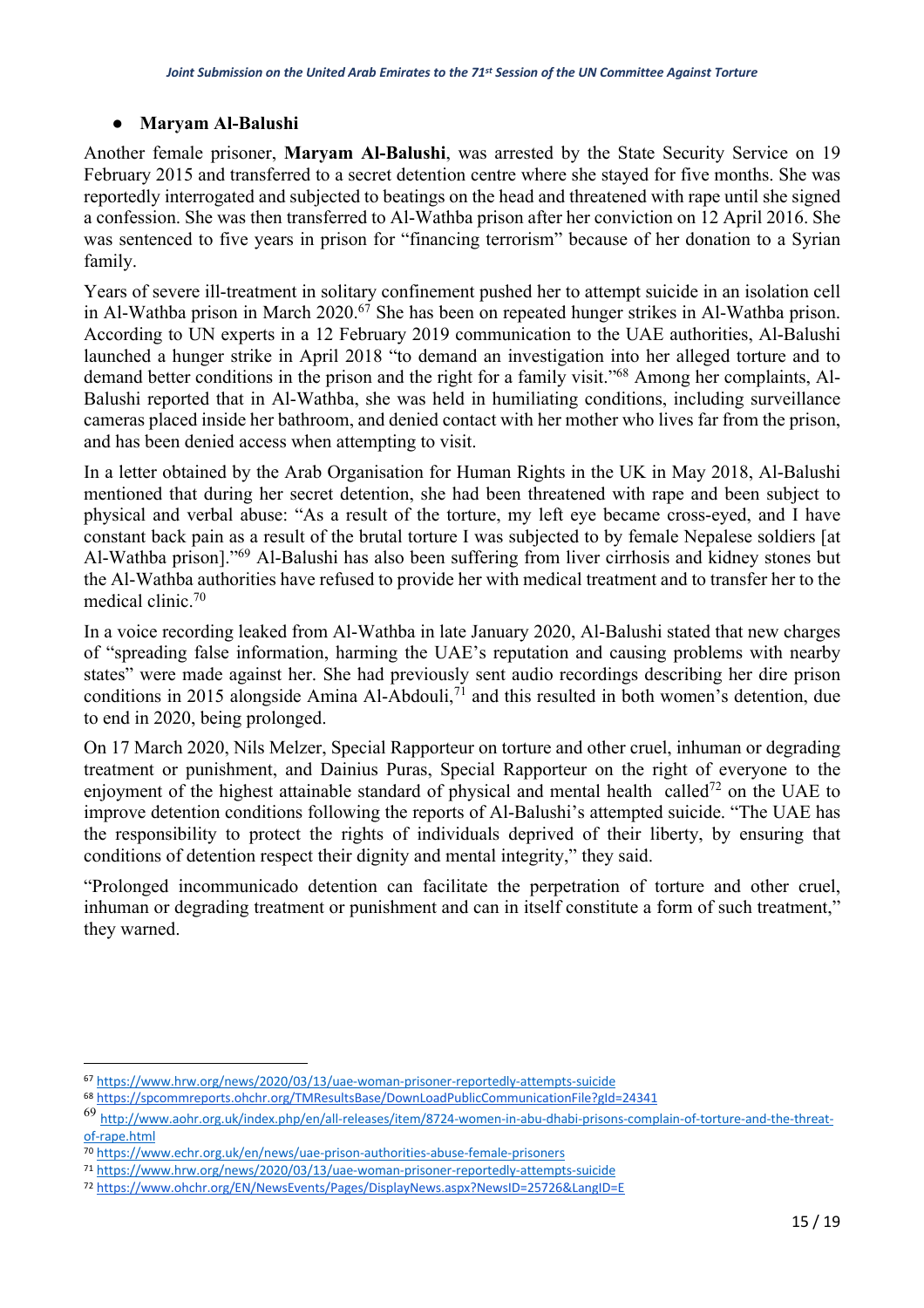- **Maryam Al-Balushi**

Another female prisoner, **Maryam Al-Balushi**, was arrested by the State Security Service on 19 February 2015 and transferred to a secret detention centre where she stayed for five months. She was reportedly interrogated and subjected to beatings on the head and threatened with rape until she signed a confession. She was then transferred to Al-Wathba prison after her conviction on 12 April 2016. She was sentenced to five years in prison for "financing terrorism" because of her donation to a Syrian family.

Years of severe ill-treatment in solitary confinement pushed her to attempt suicide in an isolation cell in Al-Wathba prison in March 2020.[67] She has been on repeated hunger strikes in Al-Wathba prison. According to UN experts in a 12 February 2019 communication to the UAE authorities, Al-Balushi launched a hunger strike in April 2018 "to demand an investigation into her alleged torture and to demand better conditions in the prison and the right for a family visit."[68] Among her complaints, Al-Balushi reported that in Al-Wathba, she was held in humiliating conditions, including surveillance cameras placed inside her bathroom, and denied contact with her mother who lives far from the prison, and has been denied access when attempting to visit.

In a letter obtained by the Arab Organisation for Human Rights in the UK in May 2018, Al-Balushi mentioned that during her secret detention, she had been threatened with rape and been subject to physical and verbal abuse: "As a result of the torture, my left eye became cross-eyed, and I have constant back pain as a result of the brutal torture I was subjected to by female Nepalese soldiers [at Al-Wathba prison]."[69] Al-Balushi has also been suffering from liver cirrhosis and kidney stones but the Al-Wathba authorities have refused to provide her with medical treatment and to transfer her to the medical clinic.[70]

In a voice recording leaked from Al-Wathba in late January 2020, Al-Balushi stated that new charges of "spreading false information, harming the UAE's reputation and causing problems with nearby states" were made against her. She had previously sent audio recordings describing her dire prison conditions in 2015 alongside Amina Al-Abdouli,[71] and this resulted in both women's detention, due to end in 2020, being prolonged.

On 17 March 2020, Nils Melzer, Special Rapporteur on torture and other cruel, inhuman or degrading treatment or punishment, and Dainius Puras, Special Rapporteur on the right of everyone to the enjoyment of the highest attainable standard of physical and mental health called[72] on the UAE to improve detention conditions following the reports of Al-Balushi's attempted suicide. "The UAE has the responsibility to protect the rights of individuals deprived of their liberty, by ensuring that conditions of detention respect their dignity and mental integrity," they said.

"Prolonged incommunicado detention can facilitate the perpetration of torture and other cruel, inhuman or degrading treatment or punishment and can in itself constitute a form of such treatment," they warned.

---

[67] https://www.hrw.org/news/2020/03/13/uae-woman-prisoner-reportedly-attempts-suicide

[68] https://spcommreports.ohchr.org/TMResultsBase/DownLoadPublicCommunicationFile?gId=24341

[69] http://www.aohr.org.uk/index.php/en/all-releases/item/8724-women-in-abu-dhabi-prisons-complain-of-torture-and-the-threat-of-rape.html

[70] https://www.echr.org.uk/en/news/uae-prison-authorities-abuse-female-prisoners

[71] https://www.hrw.org/news/2020/03/13/uae-woman-prisoner-reportedly-attempts-suicide

[72] https://www.ohchr.org/EN/NewsEvents/Pages/DisplayNews.aspx?NewsID=25726&LangID=E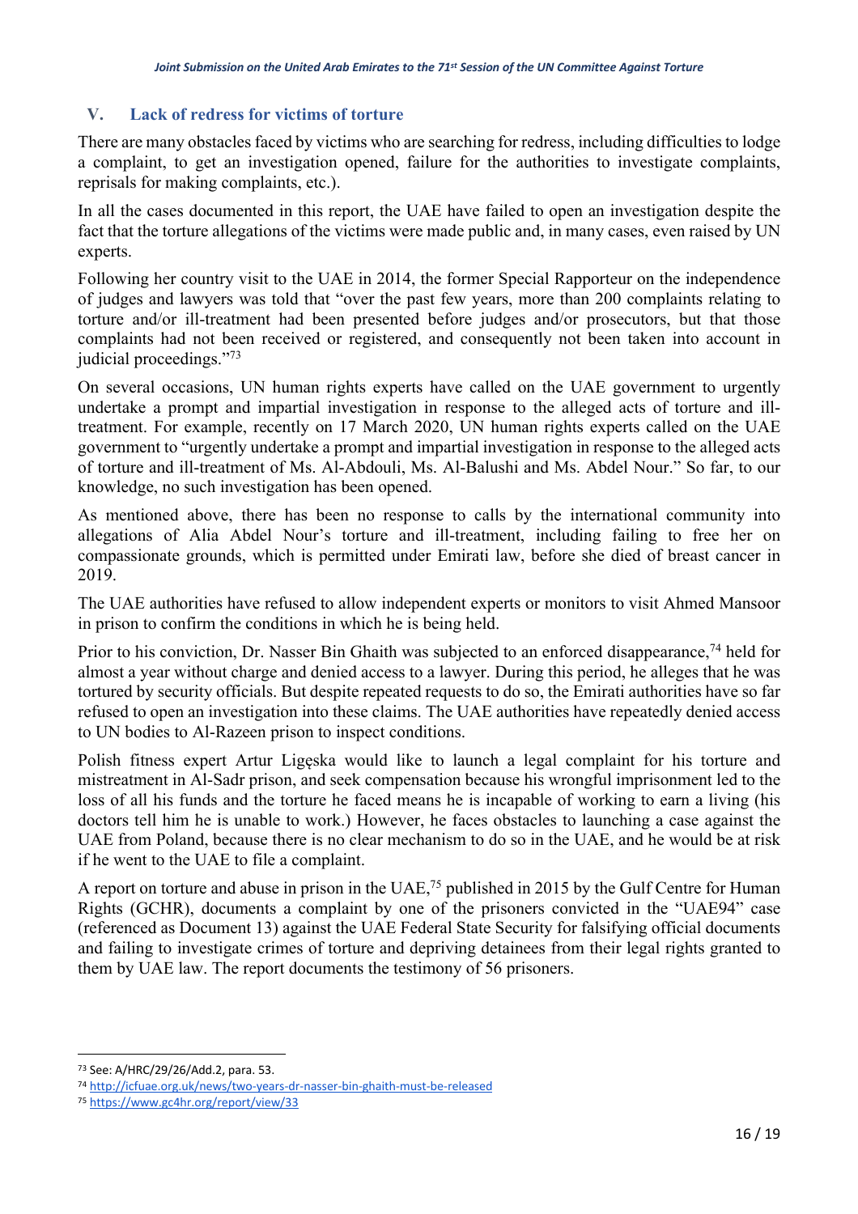## V. Lack of redress for victims of torture

There are many obstacles faced by victims who are searching for redress, including difficulties to lodge a complaint, to get an investigation opened, failure for the authorities to investigate complaints, reprisals for making complaints, etc.).

In all the cases documented in this report, the UAE have failed to open an investigation despite the fact that the torture allegations of the victims were made public and, in many cases, even raised by UN experts.

Following her country visit to the UAE in 2014, the former Special Rapporteur on the independence of judges and lawyers was told that "over the past few years, more than 200 complaints relating to torture and/or ill-treatment had been presented before judges and/or prosecutors, but that those complaints had not been received or registered, and consequently not been taken into account in judicial proceedings."[73]

On several occasions, UN human rights experts have called on the UAE government to urgently undertake a prompt and impartial investigation in response to the alleged acts of torture and ill-treatment. For example, recently on 17 March 2020, UN human rights experts called on the UAE government to "urgently undertake a prompt and impartial investigation in response to the alleged acts of torture and ill-treatment of Ms. Al-Abdouli, Ms. Al-Balushi and Ms. Abdel Nour." So far, to our knowledge, no such investigation has been opened.

As mentioned above, there has been no response to calls by the international community into allegations of Alia Abdel Nour's torture and ill-treatment, including failing to free her on compassionate grounds, which is permitted under Emirati law, before she died of breast cancer in 2019.

The UAE authorities have refused to allow independent experts or monitors to visit Ahmed Mansoor in prison to confirm the conditions in which he is being held.

Prior to his conviction, Dr. Nasser Bin Ghaith was subjected to an enforced disappearance,[74] held for almost a year without charge and denied access to a lawyer. During this period, he alleges that he was tortured by security officials. But despite repeated requests to do so, the Emirati authorities have so far refused to open an investigation into these claims. The UAE authorities have repeatedly denied access to UN bodies to Al-Razeen prison to inspect conditions.

Polish fitness expert Artur Ligęska would like to launch a legal complaint for his torture and mistreatment in Al-Sadr prison, and seek compensation because his wrongful imprisonment led to the loss of all his funds and the torture he faced means he is incapable of working to earn a living (his doctors tell him he is unable to work.) However, he faces obstacles to launching a case against the UAE from Poland, because there is no clear mechanism to do so in the UAE, and he would be at risk if he went to the UAE to file a complaint.

A report on torture and abuse in prison in the UAE,[75] published in 2015 by the Gulf Centre for Human Rights (GCHR), documents a complaint by one of the prisoners convicted in the "UAE94" case (referenced as Document 13) against the UAE Federal State Security for falsifying official documents and failing to investigate crimes of torture and depriving detainees from their legal rights granted to them by UAE law. The report documents the testimony of 56 prisoners.

---

[73] See: A/HRC/29/26/Add.2, para. 53.

[74] http://icfuae.org.uk/news/two-years-dr-nasser-bin-ghaith-must-be-released

[75] https://www.gc4hr.org/report/view/33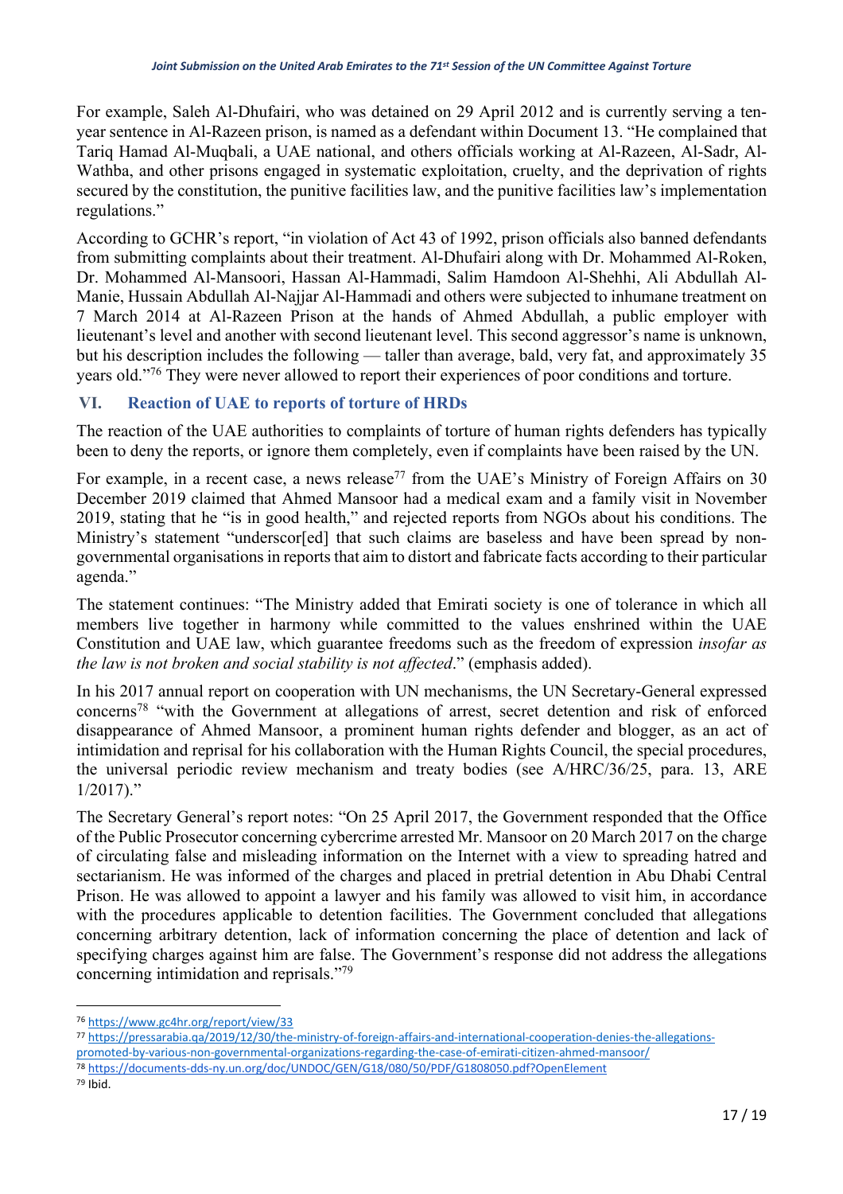For example, Saleh Al-Dhufairi, who was detained on 29 April 2012 and is currently serving a ten-year sentence in Al-Razeen prison, is named as a defendant within Document 13. "He complained that Tariq Hamad Al-Muqbali, a UAE national, and others officials working at Al-Razeen, Al-Sadr, Al-Wathba, and other prisons engaged in systematic exploitation, cruelty, and the deprivation of rights secured by the constitution, the punitive facilities law, and the punitive facilities law's implementation regulations."

According to GCHR's report, "in violation of Act 43 of 1992, prison officials also banned defendants from submitting complaints about their treatment. Al-Dhufairi along with Dr. Mohammed Al-Roken, Dr. Mohammed Al-Mansoori, Hassan Al-Hammadi, Salim Hamdoon Al-Shehhi, Ali Abdullah Al-Manie, Hussain Abdullah Al-Najjar Al-Hammadi and others were subjected to inhumane treatment on 7 March 2014 at Al-Razeen Prison at the hands of Ahmed Abdullah, a public employer with lieutenant's level and another with second lieutenant level. This second aggressor's name is unknown, but his description includes the following — taller than average, bald, very fat, and approximately 35 years old."[76] They were never allowed to report their experiences of poor conditions and torture.

## VI. Reaction of UAE to reports of torture of HRDs

The reaction of the UAE authorities to complaints of torture of human rights defenders has typically been to deny the reports, or ignore them completely, even if complaints have been raised by the UN.

For example, in a recent case, a news release[77] from the UAE's Ministry of Foreign Affairs on 30 December 2019 claimed that Ahmed Mansoor had a medical exam and a family visit in November 2019, stating that he "is in good health," and rejected reports from NGOs about his conditions. The Ministry's statement "underscor[ed] that such claims are baseless and have been spread by non-governmental organisations in reports that aim to distort and fabricate facts according to their particular agenda."

The statement continues: "The Ministry added that Emirati society is one of tolerance in which all members live together in harmony while committed to the values enshrined within the UAE Constitution and UAE law, which guarantee freedoms such as the freedom of expression *insofar as the law is not broken and social stability is not affected*." (emphasis added).

In his 2017 annual report on cooperation with UN mechanisms, the UN Secretary-General expressed concerns[78] "with the Government at allegations of arrest, secret detention and risk of enforced disappearance of Ahmed Mansoor, a prominent human rights defender and blogger, as an act of intimidation and reprisal for his collaboration with the Human Rights Council, the special procedures, the universal periodic review mechanism and treaty bodies (see A/HRC/36/25, para. 13, ARE 1/2017)."

The Secretary General's report notes: "On 25 April 2017, the Government responded that the Office of the Public Prosecutor concerning cybercrime arrested Mr. Mansoor on 20 March 2017 on the charge of circulating false and misleading information on the Internet with a view to spreading hatred and sectarianism. He was informed of the charges and placed in pretrial detention in Abu Dhabi Central Prison. He was allowed to appoint a lawyer and his family was allowed to visit him, in accordance with the procedures applicable to detention facilities. The Government concluded that allegations concerning arbitrary detention, lack of information concerning the place of detention and lack of specifying charges against him are false. The Government's response did not address the allegations concerning intimidation and reprisals."[79]

---

[76] https://www.gc4hr.org/report/view/33

[77] https://pressarabia.qa/2019/12/30/the-ministry-of-foreign-affairs-and-international-cooperation-denies-the-allegations-promoted-by-various-non-governmental-organizations-regarding-the-case-of-emirati-citizen-ahmed-mansoor/

[78] https://documents-dds-ny.un.org/doc/UNDOC/GEN/G18/080/50/PDF/G1808050.pdf?OpenElement

[79] Ibid.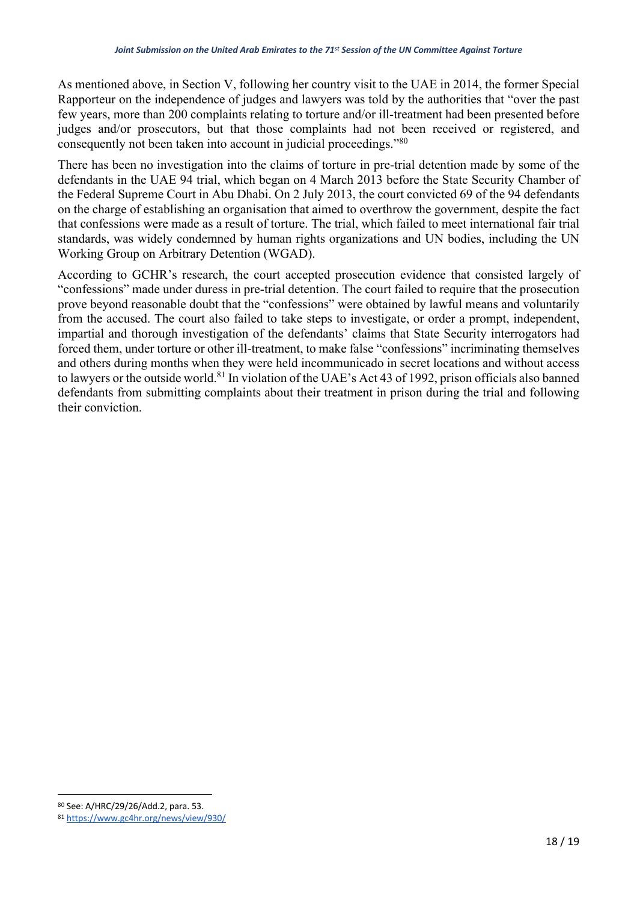As mentioned above, in Section V, following her country visit to the UAE in 2014, the former Special Rapporteur on the independence of judges and lawyers was told by the authorities that "over the past few years, more than 200 complaints relating to torture and/or ill-treatment had been presented before judges and/or prosecutors, but that those complaints had not been received or registered, and consequently not been taken into account in judicial proceedings."[80]

There has been no investigation into the claims of torture in pre-trial detention made by some of the defendants in the UAE 94 trial, which began on 4 March 2013 before the State Security Chamber of the Federal Supreme Court in Abu Dhabi. On 2 July 2013, the court convicted 69 of the 94 defendants on the charge of establishing an organisation that aimed to overthrow the government, despite the fact that confessions were made as a result of torture. The trial, which failed to meet international fair trial standards, was widely condemned by human rights organizations and UN bodies, including the UN Working Group on Arbitrary Detention (WGAD).

According to GCHR's research, the court accepted prosecution evidence that consisted largely of "confessions" made under duress in pre-trial detention. The court failed to require that the prosecution prove beyond reasonable doubt that the "confessions" were obtained by lawful means and voluntarily from the accused. The court also failed to take steps to investigate, or order a prompt, independent, impartial and thorough investigation of the defendants' claims that State Security interrogators had forced them, under torture or other ill-treatment, to make false "confessions" incriminating themselves and others during months when they were held incommunicado in secret locations and without access to lawyers or the outside world.[81] In violation of the UAE's Act 43 of 1992, prison officials also banned defendants from submitting complaints about their treatment in prison during the trial and following their conviction.

---

[80] See: A/HRC/29/26/Add.2, para. 53.

[81] https://www.gc4hr.org/news/view/930/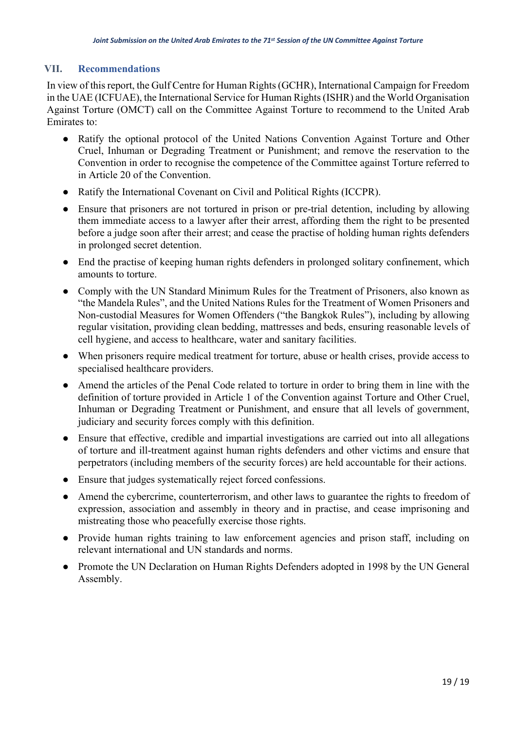## VII. Recommendations

In view of this report, the Gulf Centre for Human Rights (GCHR), International Campaign for Freedom in the UAE (ICFUAE), the International Service for Human Rights (ISHR) and the World Organisation Against Torture (OMCT) call on the Committee Against Torture to recommend to the United Arab Emirates to:

- Ratify the optional protocol of the United Nations Convention Against Torture and Other Cruel, Inhuman or Degrading Treatment or Punishment; and remove the reservation to the Convention in order to recognise the competence of the Committee against Torture referred to in Article 20 of the Convention.
- Ratify the International Covenant on Civil and Political Rights (ICCPR).
- Ensure that prisoners are not tortured in prison or pre-trial detention, including by allowing them immediate access to a lawyer after their arrest, affording them the right to be presented before a judge soon after their arrest; and cease the practise of holding human rights defenders in prolonged secret detention.
- End the practise of keeping human rights defenders in prolonged solitary confinement, which amounts to torture.
- Comply with the UN Standard Minimum Rules for the Treatment of Prisoners, also known as "the Mandela Rules", and the United Nations Rules for the Treatment of Women Prisoners and Non-custodial Measures for Women Offenders ("the Bangkok Rules"), including by allowing regular visitation, providing clean bedding, mattresses and beds, ensuring reasonable levels of cell hygiene, and access to healthcare, water and sanitary facilities.
- When prisoners require medical treatment for torture, abuse or health crises, provide access to specialised healthcare providers.
- Amend the articles of the Penal Code related to torture in order to bring them in line with the definition of torture provided in Article 1 of the Convention against Torture and Other Cruel, Inhuman or Degrading Treatment or Punishment, and ensure that all levels of government, judiciary and security forces comply with this definition.
- Ensure that effective, credible and impartial investigations are carried out into all allegations of torture and ill-treatment against human rights defenders and other victims and ensure that perpetrators (including members of the security forces) are held accountable for their actions.
- Ensure that judges systematically reject forced confessions.
- Amend the cybercrime, counterterrorism, and other laws to guarantee the rights to freedom of expression, association and assembly in theory and in practise, and cease imprisoning and mistreating those who peacefully exercise those rights.
- Provide human rights training to law enforcement agencies and prison staff, including on relevant international and UN standards and norms.
- Promote the UN Declaration on Human Rights Defenders adopted in 1998 by the UN General Assembly.